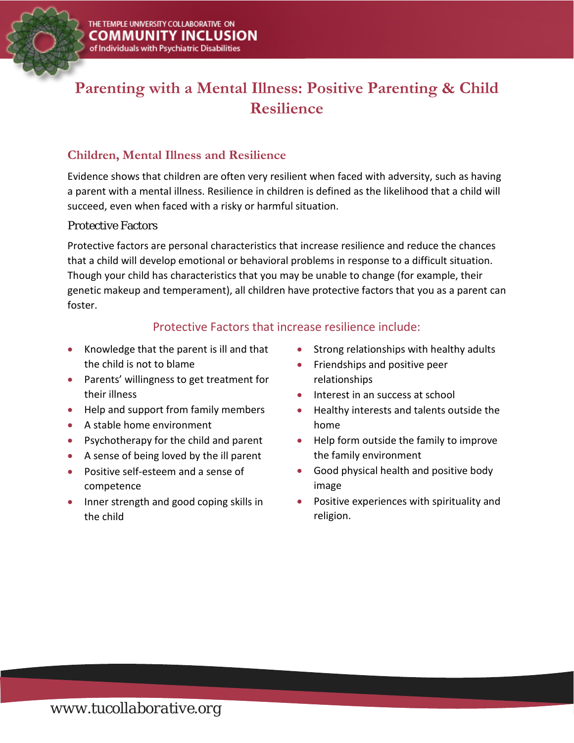# Parenting with a Mental Illness: Positive Parenting & Child Resilience

## Children, Mental Illness and Resilience

Evidence shows that children are often very resilient when faced with adversity, such as having a parent with a mental illness. Resilience in children is defined as the likelihood that a child will succeed, even when faced with a risky or harmful situation.

### Protective Factors

Protective factors are personal characteristics that increase resilience and reduce the chances that a child will develop emotional or behavioral problems in response to a difficult situation. Though your child has characteristics that you may be unable to change (for example, their genetic makeup and temperament), all children have protective factors that you as a parent can foster.

#### Protective Factors that increase resilience include:

- Knowledge that the parent is ill and that the child is not to blame
- Parents' willingness to get treatment for their illness
- Help and support from family members
- A stable home environment
- Psychotherapy for the child and parent
- A sense of being loved by the ill parent
- Positive self-esteem and a sense of competence
- Inner strength and good coping skills in the child
- Strong relationships with healthy adults
- Friendships and positive peer relationships
- Interest in an success at school
- Healthy interests and talents outside the home
- Help form outside the family to improve the family environment
- Good physical health and positive body image
- Positive experiences with spirituality and religion.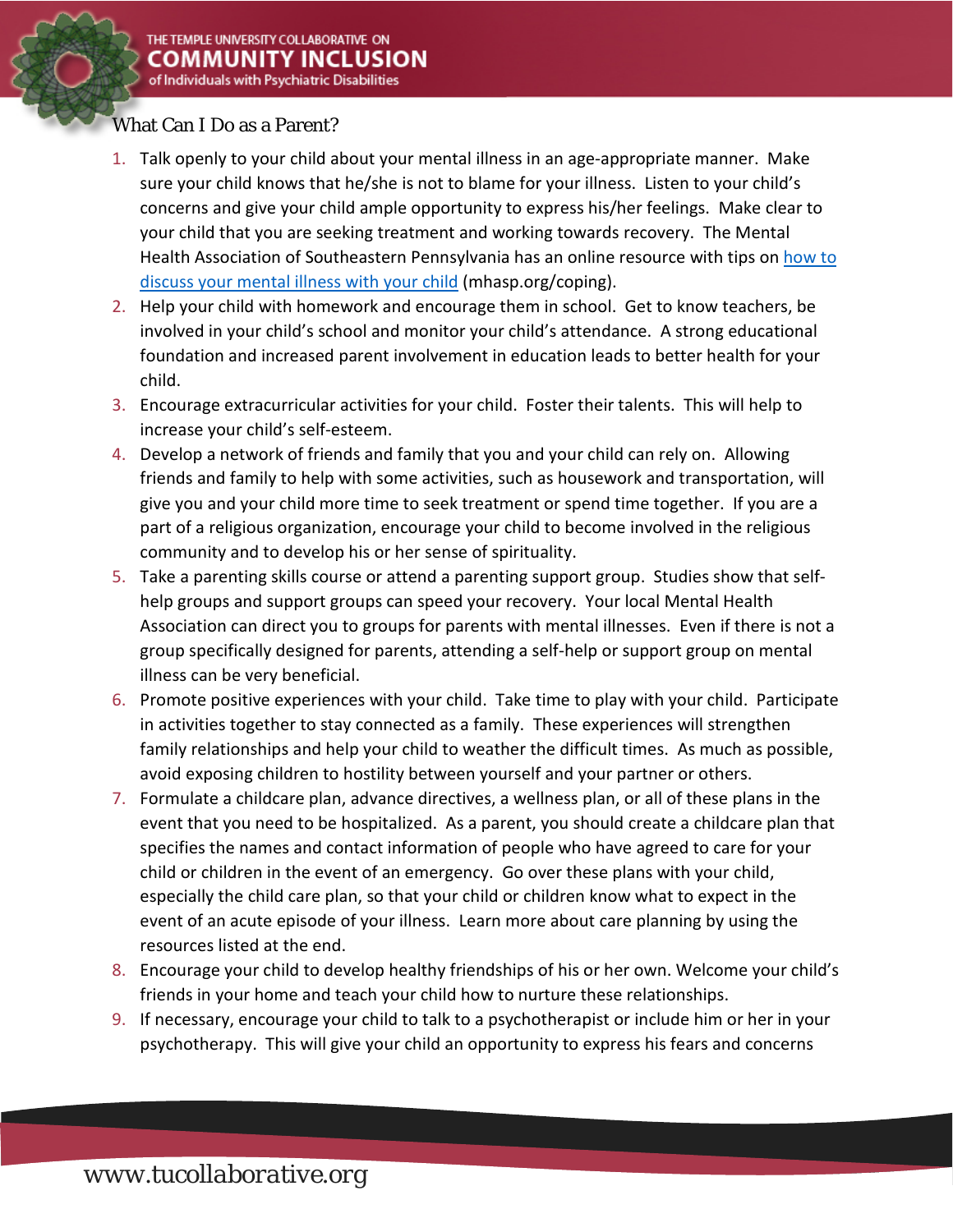## What Can I Do as a Parent?

1. Talk openly to your child about your mental illness in an age-appropriate manner. Make sure your child knows that he/she is not to blame for your illness. Listen to your child's concerns and give your child ample opportunity to express his/her feelings. Make clear to your child that you are seeking treatment and working towards recovery. The Mental Health Association of Southeastern Pennsylvania has an online resource with tips on [how to discuss your mental illness with your child](mhasp.org/coping) (mhasp.org/coping).
2. Help your child with homework and encourage them in school. Get to know teachers, be involved in your child's school and monitor your child's attendance. A strong educational foundation and increased parent involvement in education leads to better health for your child.
3. Encourage extracurricular activities for your child. Foster their talents. This will help to increase your child's self-esteem.
4. Develop a network of friends and family that you and your child can rely on. Allowing friends and family to help with some activities, such as housework and transportation, will give you and your child more time to seek treatment or spend time together. If you are a part of a religious organization, encourage your child to become involved in the religious community and to develop his or her sense of spirituality.
5. Take a parenting skills course or attend a parenting support group. Studies show that self-help groups and support groups can speed your recovery. Your local Mental Health Association can direct you to groups for parents with mental illnesses. Even if there is not a group specifically designed for parents, attending a self-help or support group on mental illness can be very beneficial.
6. Promote positive experiences with your child. Take time to play with your child. Participate in activities together to stay connected as a family. These experiences will strengthen family relationships and help your child to weather the difficult times. As much as possible, avoid exposing children to hostility between yourself and your partner or others.
7. Formulate a childcare plan, advance directives, a wellness plan, or all of these plans in the event that you need to be hospitalized. As a parent, you should create a childcare plan that specifies the names and contact information of people who have agreed to care for your child or children in the event of an emergency. Go over these plans with your child, especially the child care plan, so that your child or children know what to expect in the event of an acute episode of your illness. Learn more about care planning by using the resources listed at the end.
8. Encourage your child to develop healthy friendships of his or her own. Welcome your child's friends in your home and teach your child how to nurture these relationships.
9. If necessary, encourage your child to talk to a psychotherapist or include him or her in your psychotherapy. This will give your child an opportunity to express his fears and concerns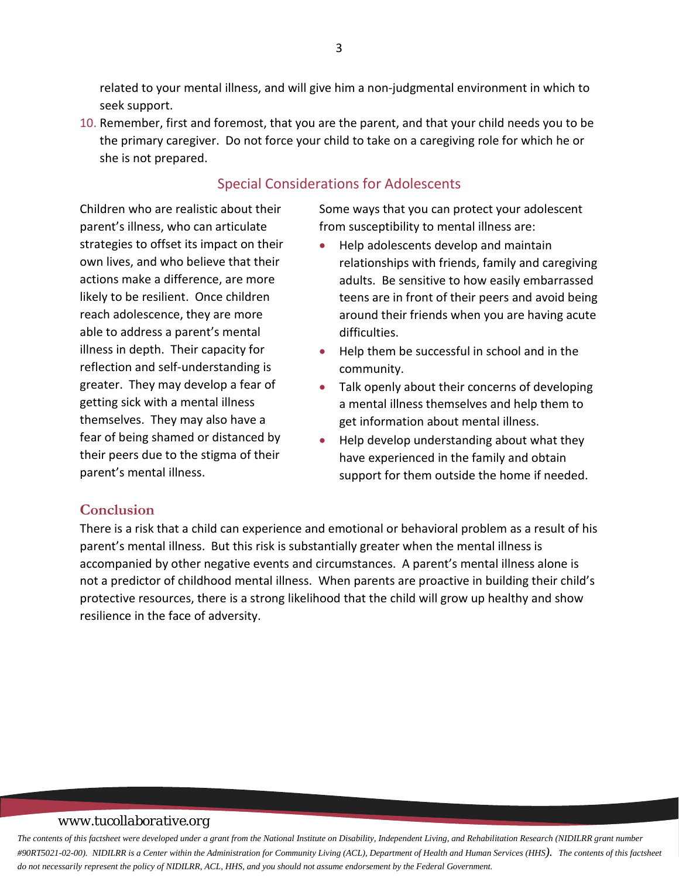related to your mental illness, and will give him a non-judgmental environment in which to seek support.

10. Remember, first and foremost, that you are the parent, and that your child needs you to be the primary caregiver. Do not force your child to take on a caregiving role for which he or she is not prepared.

## Special Considerations for Adolescents

Children who are realistic about their parent's illness, who can articulate strategies to offset its impact on their own lives, and who believe that their actions make a difference, are more likely to be resilient. Once children reach adolescence, they are more able to address a parent's mental illness in depth. Their capacity for reflection and self-understanding is greater. They may develop a fear of getting sick with a mental illness themselves. They may also have a fear of being shamed or distanced by their peers due to the stigma of their parent's mental illness.

Some ways that you can protect your adolescent from susceptibility to mental illness are:

- Help adolescents develop and maintain relationships with friends, family and caregiving adults. Be sensitive to how easily embarrassed teens are in front of their peers and avoid being around their friends when you are having acute difficulties.
- Help them be successful in school and in the community.
- Talk openly about their concerns of developing a mental illness themselves and help them to get information about mental illness.
- Help develop understanding about what they have experienced in the family and obtain support for them outside the home if needed.

## Conclusion

There is a risk that a child can experience and emotional or behavioral problem as a result of his parent's mental illness. But this risk is substantially greater when the mental illness is accompanied by other negative events and circumstances. A parent's mental illness alone is not a predictor of childhood mental illness. When parents are proactive in building their child's protective resources, there is a strong likelihood that the child will grow up healthy and show resilience in the face of adversity.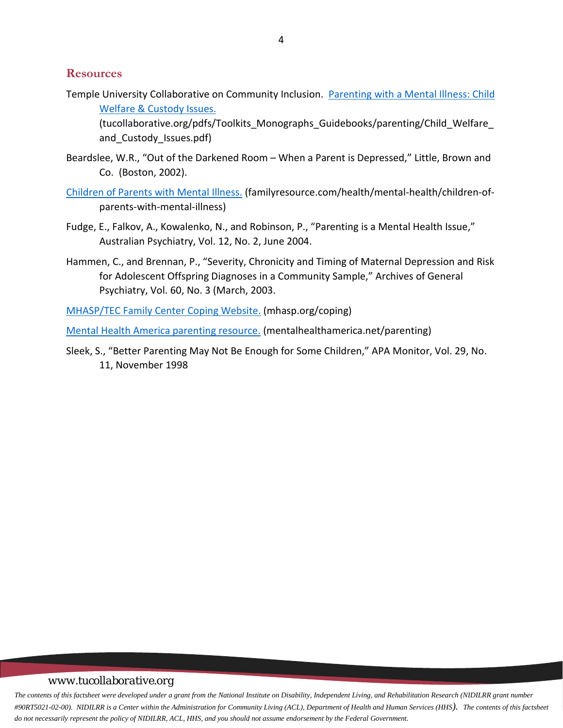## Resources

Temple University Collaborative on Community Inclusion. [Parenting with a Mental Illness: Child Welfare & Custody Issues.](tucollaborative.org/pdfs/Toolkits_Monographs_Guidebooks/parenting/Child_Welfare_and_Custody_Issues.pdf) (tucollaborative.org/pdfs/Toolkits_Monographs_Guidebooks/parenting/Child_Welfare_and_Custody_Issues.pdf)

Beardslee, W.R., "Out of the Darkened Room – When a Parent is Depressed," Little, Brown and Co. (Boston, 2002).

[Children of Parents with Mental Illness.](familyresource.com/health/mental-health/children-of-parents-with-mental-illness) (familyresource.com/health/mental-health/children-of-parents-with-mental-illness)

Fudge, E., Falkov, A., Kowalenko, N., and Robinson, P., "Parenting is a Mental Health Issue," Australian Psychiatry, Vol. 12, No. 2, June 2004.

Hammen, C., and Brennan, P., "Severity, Chronicity and Timing of Maternal Depression and Risk for Adolescent Offspring Diagnoses in a Community Sample," Archives of General Psychiatry, Vol. 60, No. 3 (March, 2003.

[MHASP/TEC Family Center Coping Website.](mhasp.org/coping) (mhasp.org/coping)

[Mental Health America parenting resource.](mentalhealthamerica.net/parenting) (mentalhealthamerica.net/parenting)

Sleek, S., "Better Parenting May Not Be Enough for Some Children," APA Monitor, Vol. 29, No. 11, November 1998

www.tucollaborative.org

*The contents of this factsheet were developed under a grant from the National Institute on Disability, Independent Living, and Rehabilitation Research (NIDILRR grant number #90RT5021-02-00). NIDILRR is a Center within the Administration for Community Living (ACL), Department of Health and Human Services (HHS). The contents of this factsheet do not necessarily represent the policy of NIDILRR, ACL, HHS, and you should not assume endorsement by the Federal Government.*